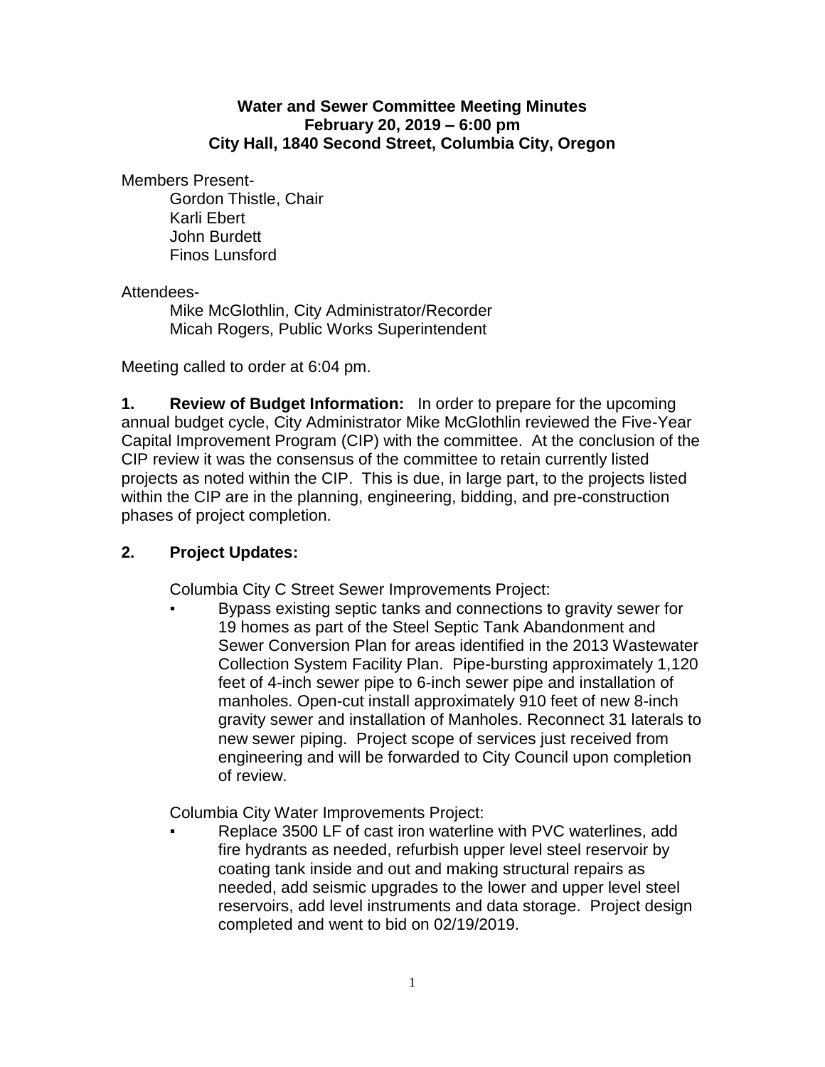**Water and Sewer Committee Meeting Minutes**
**February 20, 2019 – 6:00 pm**
**City Hall, 1840 Second Street, Columbia City, Oregon**

Members Present-

- Gordon Thistle, Chair
- Karli Ebert
- John Burdett
- Finos Lunsford

Attendees-

- Mike McGlothlin, City Administrator/Recorder
- Micah Rogers, Public Works Superintendent

Meeting called to order at 6:04 pm.

**1. Review of Budget Information:** In order to prepare for the upcoming annual budget cycle, City Administrator Mike McGlothlin reviewed the Five-Year Capital Improvement Program (CIP) with the committee. At the conclusion of the CIP review it was the consensus of the committee to retain currently listed projects as noted within the CIP. This is due, in large part, to the projects listed within the CIP are in the planning, engineering, bidding, and pre-construction phases of project completion.

**2. Project Updates:**

Columbia City C Street Sewer Improvements Project:

- Bypass existing septic tanks and connections to gravity sewer for 19 homes as part of the Steel Septic Tank Abandonment and Sewer Conversion Plan for areas identified in the 2013 Wastewater Collection System Facility Plan. Pipe-bursting approximately 1,120 feet of 4-inch sewer pipe to 6-inch sewer pipe and installation of manholes. Open-cut install approximately 910 feet of new 8-inch gravity sewer and installation of Manholes. Reconnect 31 laterals to new sewer piping. Project scope of services just received from engineering and will be forwarded to City Council upon completion of review.

Columbia City Water Improvements Project:

- Replace 3500 LF of cast iron waterline with PVC waterlines, add fire hydrants as needed, refurbish upper level steel reservoir by coating tank inside and out and making structural repairs as needed, add seismic upgrades to the lower and upper level steel reservoirs, add level instruments and data storage. Project design completed and went to bid on 02/19/2019.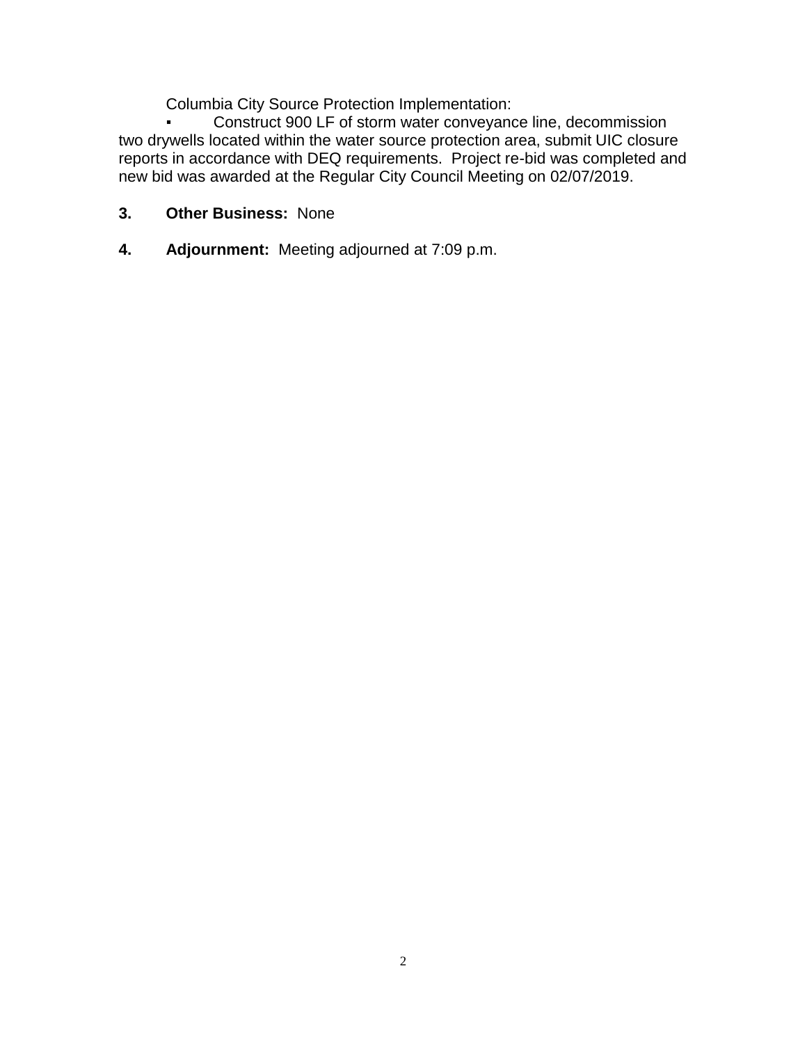Columbia City Source Protection Implementation:

- Construct 900 LF of storm water conveyance line, decommission two drywells located within the water source protection area, submit UIC closure reports in accordance with DEQ requirements. Project re-bid was completed and new bid was awarded at the Regular City Council Meeting on 02/07/2019.

**3. Other Business:** None

**4. Adjournment:** Meeting adjourned at 7:09 p.m.